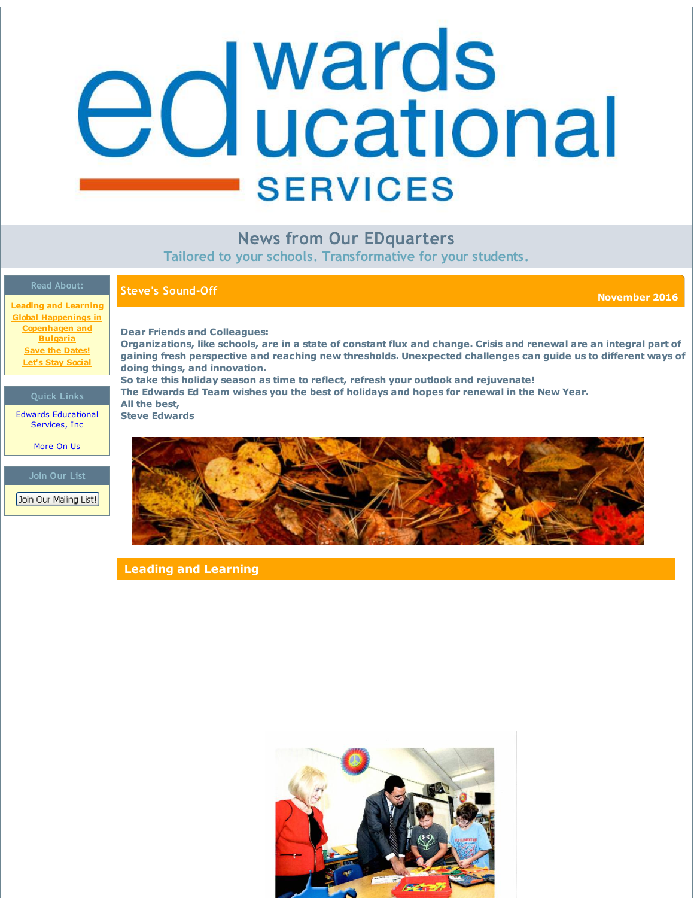# Edwards Educational Services

## News from Our EDquarters

Tailored to your schools. Transformative for your students.

**Read About:**

- Leading and Learning
- Global Happenings in Copenhagen and Bulgaria
- Save the Dates!
- Let's Stay Social

**Quick Links**

- Edwards Educational Services, Inc
- More On Us

**Join Our List**

Join Our Mailing List!

## Steve's Sound-Off

**November 2016**

**Dear Friends and Colleagues:**
**Organizations, like schools, are in a state of constant flux and change. Crisis and renewal are an integral part of gaining fresh perspective and reaching new thresholds. Unexpected challenges can guide us to different ways of doing things, and innovation.**
**So take this holiday season as time to reflect, refresh your outlook and rejuvenate!**
**The Edwards Ed Team wishes you the best of holidays and hopes for renewal in the New Year.**
**All the best,**
**Steve Edwards**

## Leading and Learning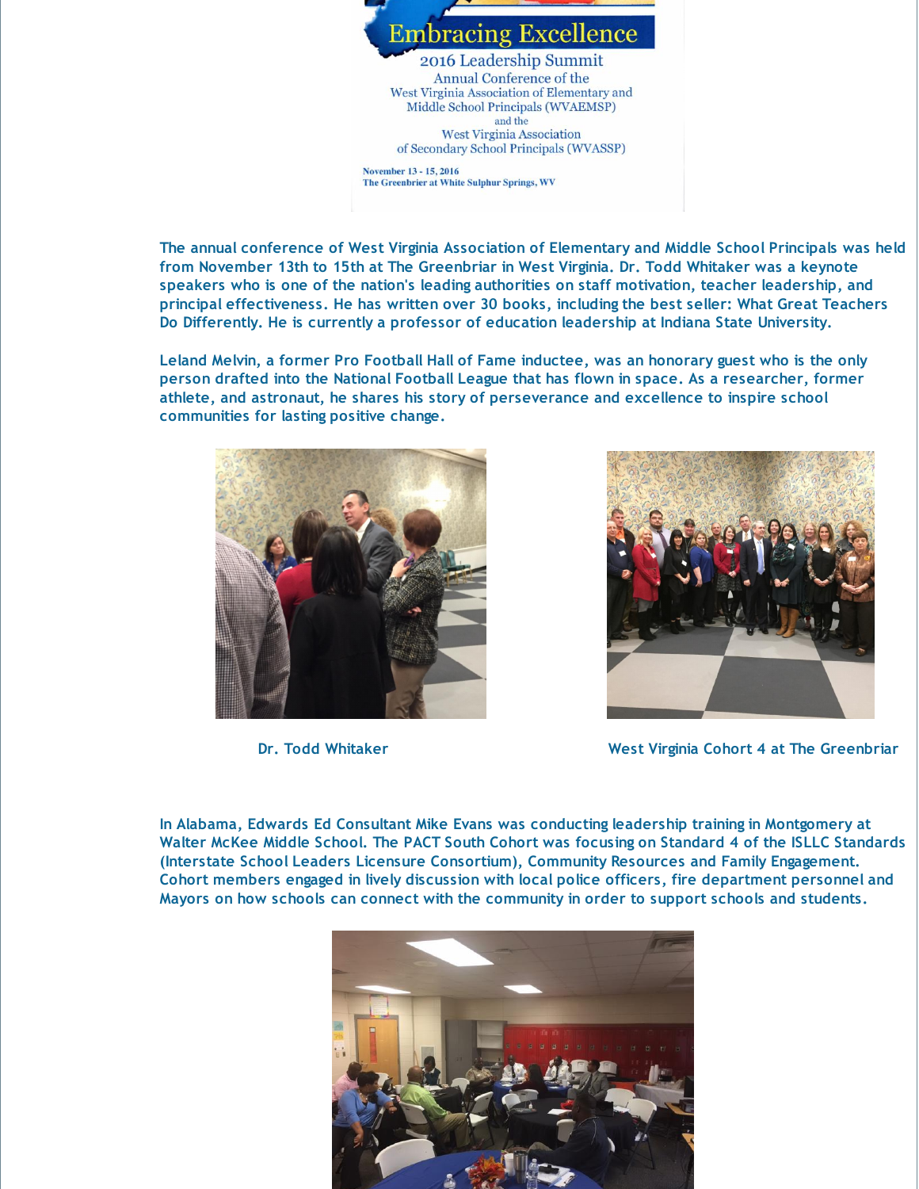Embracing Excellence

2016 Leadership Summit

Annual Conference of the West Virginia Association of Elementary and Middle School Principals (WVAEMSP) and the West Virginia Association of Secondary School Principals (WVASSP)

November 13 - 15, 2016
The Greenbrier at White Sulphur Springs, WV

**The annual conference of West Virginia Association of Elementary and Middle School Principals was held from November 13th to 15th at The Greenbriar in West Virginia. Dr. Todd Whitaker was a keynote speakers who is one of the nation's leading authorities on staff motivation, teacher leadership, and principal effectiveness. He has written over 30 books, including the best seller: What Great Teachers Do Differently. He is currently a professor of education leadership at Indiana State University.**

**Leland Melvin, a former Pro Football Hall of Fame inductee, was an honorary guest who is the only person drafted into the National Football League that has flown in space. As a researcher, former athlete, and astronaut, he shares his story of perseverance and excellence to inspire school communities for lasting positive change.**

**Dr. Todd Whitaker**

**West Virginia Cohort 4 at The Greenbriar**

**In Alabama, Edwards Ed Consultant Mike Evans was conducting leadership training in Montgomery at Walter McKee Middle School. The PACT South Cohort was focusing on Standard 4 of the ISLLC Standards (Interstate School Leaders Licensure Consortium), Community Resources and Family Engagement. Cohort members engaged in lively discussion with local police officers, fire department personnel and Mayors on how schools can connect with the community in order to support schools and students.**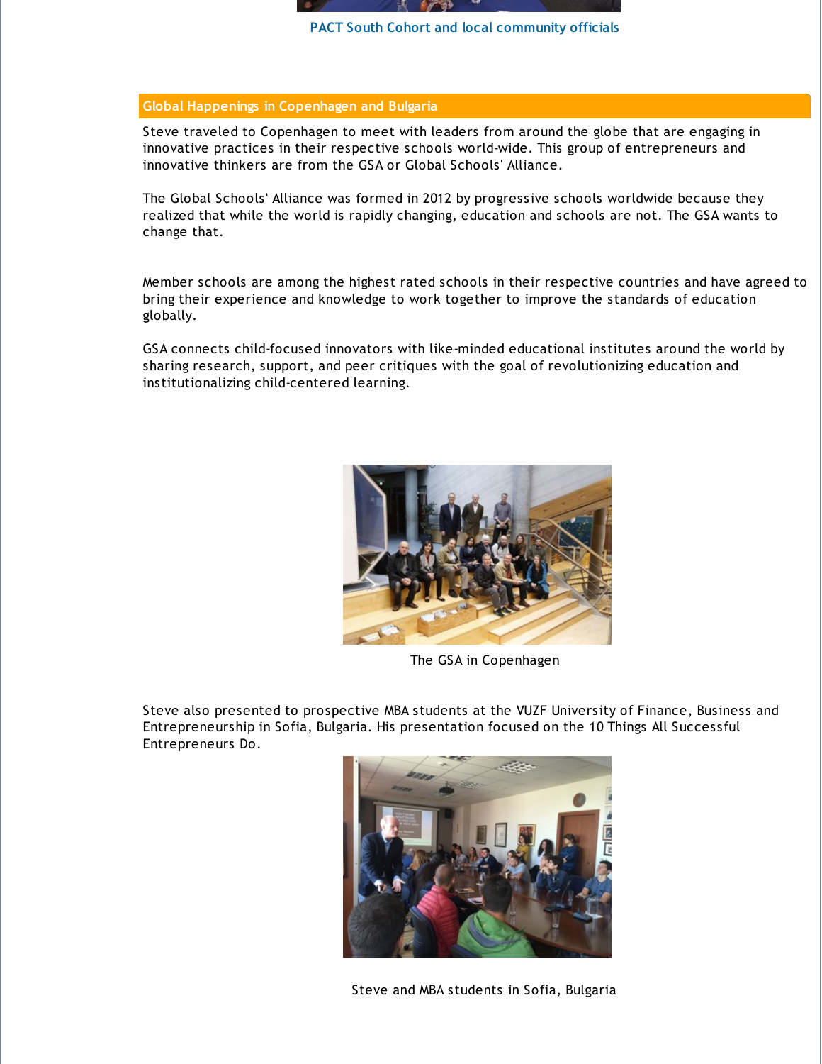PACT South Cohort and local community officials

## Global Happenings in Copenhagen and Bulgaria

Steve traveled to Copenhagen to meet with leaders from around the globe that are engaging in innovative practices in their respective schools world-wide. This group of entrepreneurs and innovative thinkers are from the GSA or Global Schools' Alliance.

The Global Schools' Alliance was formed in 2012 by progressive schools worldwide because they realized that while the world is rapidly changing, education and schools are not. The GSA wants to change that.

Member schools are among the highest rated schools in their respective countries and have agreed to bring their experience and knowledge to work together to improve the standards of education globally.

GSA connects child-focused innovators with like-minded educational institutes around the world by sharing research, support, and peer critiques with the goal of revolutionizing education and institutionalizing child-centered learning.

The GSA in Copenhagen

Steve also presented to prospective MBA students at the VUZF University of Finance, Business and Entrepreneurship in Sofia, Bulgaria. His presentation focused on the 10 Things All Successful Entrepreneurs Do.

Steve and MBA students in Sofia, Bulgaria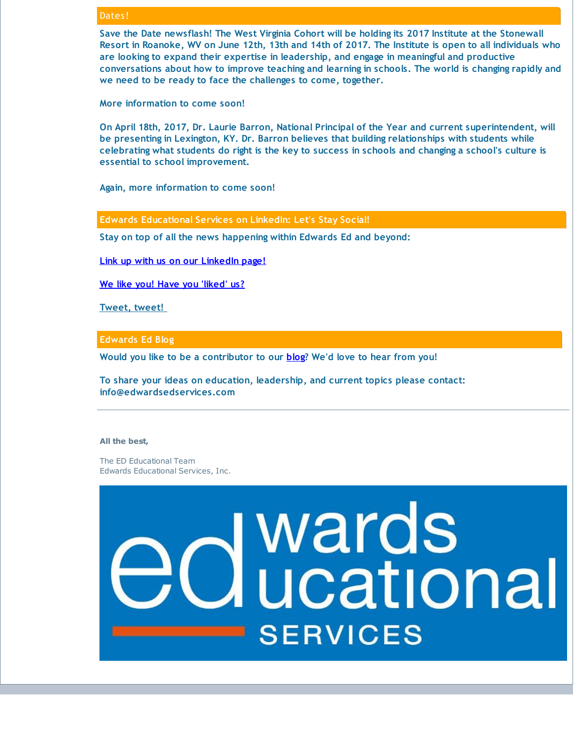## Dates!

Save the Date newsflash! The West Virginia Cohort will be holding its 2017 Institute at the Stonewall Resort in Roanoke, WV on June 12th, 13th and 14th of 2017. The Institute is open to all individuals who are looking to expand their expertise in leadership, and engage in meaningful and productive conversations about how to improve teaching and learning in schools. The world is changing rapidly and we need to be ready to face the challenges to come, together.

More information to come soon!

On April 18th, 2017, Dr. Laurie Barron, National Principal of the Year and current superintendent, will be presenting in Lexington, KY. Dr. Barron believes that building relationships with students while celebrating what students do right is the key to success in schools and changing a school's culture is essential to school improvement.

Again, more information to come soon!

## Edwards Educational Services on LinkedIn: Let's Stay Social!

Stay on top of all the news happening within Edwards Ed and beyond:

Link up with us on our LinkedIn page!

We like you! Have you 'liked' us?

Tweet, tweet!

## Edwards Ed Blog

Would you like to be a contributor to our blog? We'd love to hear from you!

To share your ideas on education, leadership, and current topics please contact: info@edwardsedservices.com

---

**All the best,**

The ED Educational Team
Edwards Educational Services, Inc.

edwards educational SERVICES